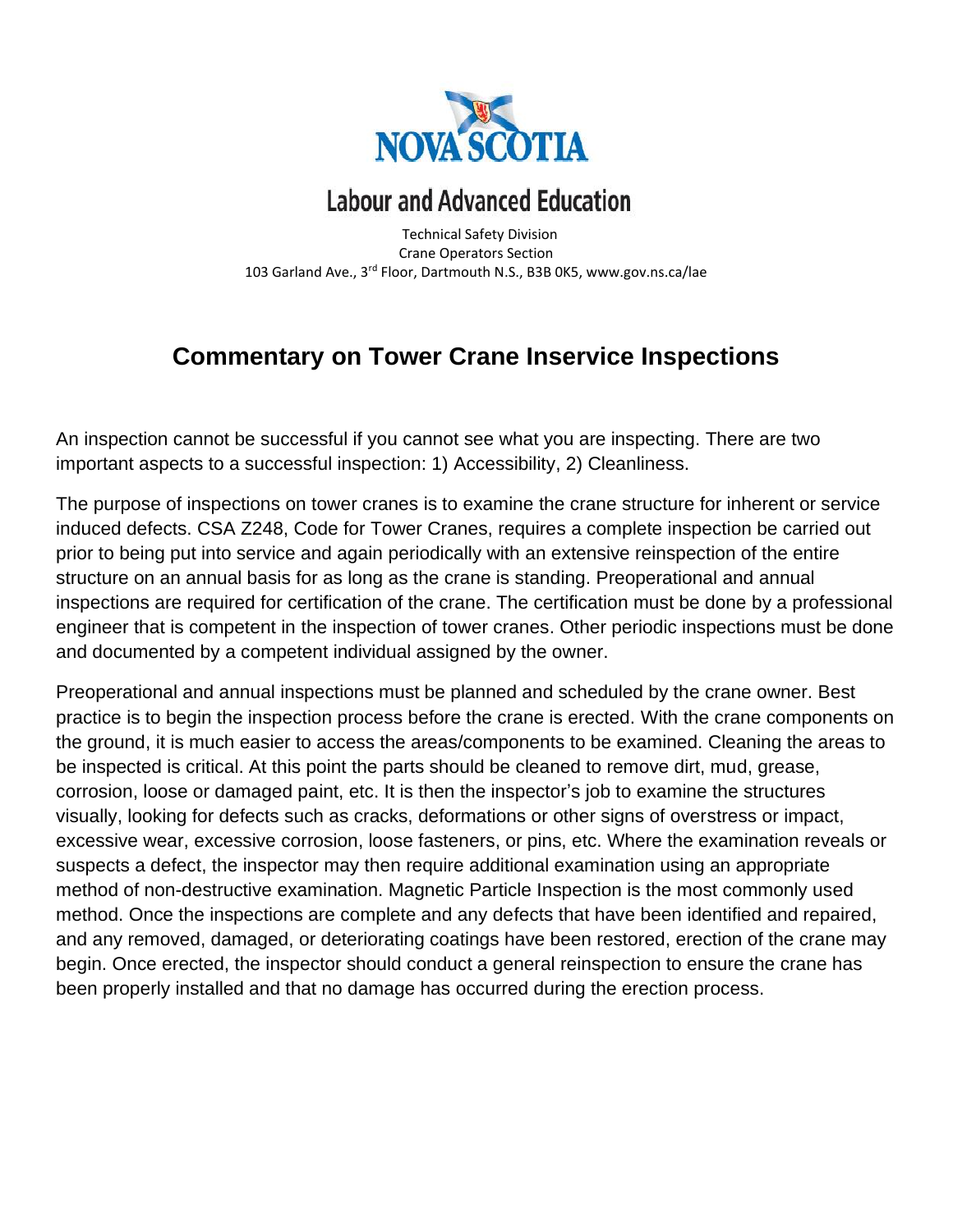NOVA SCOTIA

Labour and Advanced Education

Technical Safety Division
Crane Operators Section
103 Garland Ave., 3rd Floor, Dartmouth N.S., B3B 0K5, www.gov.ns.ca/lae

# Commentary on Tower Crane Inservice Inspections

An inspection cannot be successful if you cannot see what you are inspecting. There are two important aspects to a successful inspection: 1) Accessibility, 2) Cleanliness.

The purpose of inspections on tower cranes is to examine the crane structure for inherent or service induced defects. CSA Z248, Code for Tower Cranes, requires a complete inspection be carried out prior to being put into service and again periodically with an extensive reinspection of the entire structure on an annual basis for as long as the crane is standing. Preoperational and annual inspections are required for certification of the crane. The certification must be done by a professional engineer that is competent in the inspection of tower cranes. Other periodic inspections must be done and documented by a competent individual assigned by the owner.

Preoperational and annual inspections must be planned and scheduled by the crane owner. Best practice is to begin the inspection process before the crane is erected. With the crane components on the ground, it is much easier to access the areas/components to be examined. Cleaning the areas to be inspected is critical. At this point the parts should be cleaned to remove dirt, mud, grease, corrosion, loose or damaged paint, etc. It is then the inspector's job to examine the structures visually, looking for defects such as cracks, deformations or other signs of overstress or impact, excessive wear, excessive corrosion, loose fasteners, or pins, etc. Where the examination reveals or suspects a defect, the inspector may then require additional examination using an appropriate method of non-destructive examination. Magnetic Particle Inspection is the most commonly used method. Once the inspections are complete and any defects that have been identified and repaired, and any removed, damaged, or deteriorating coatings have been restored, erection of the crane may begin. Once erected, the inspector should conduct a general reinspection to ensure the crane has been properly installed and that no damage has occurred during the erection process.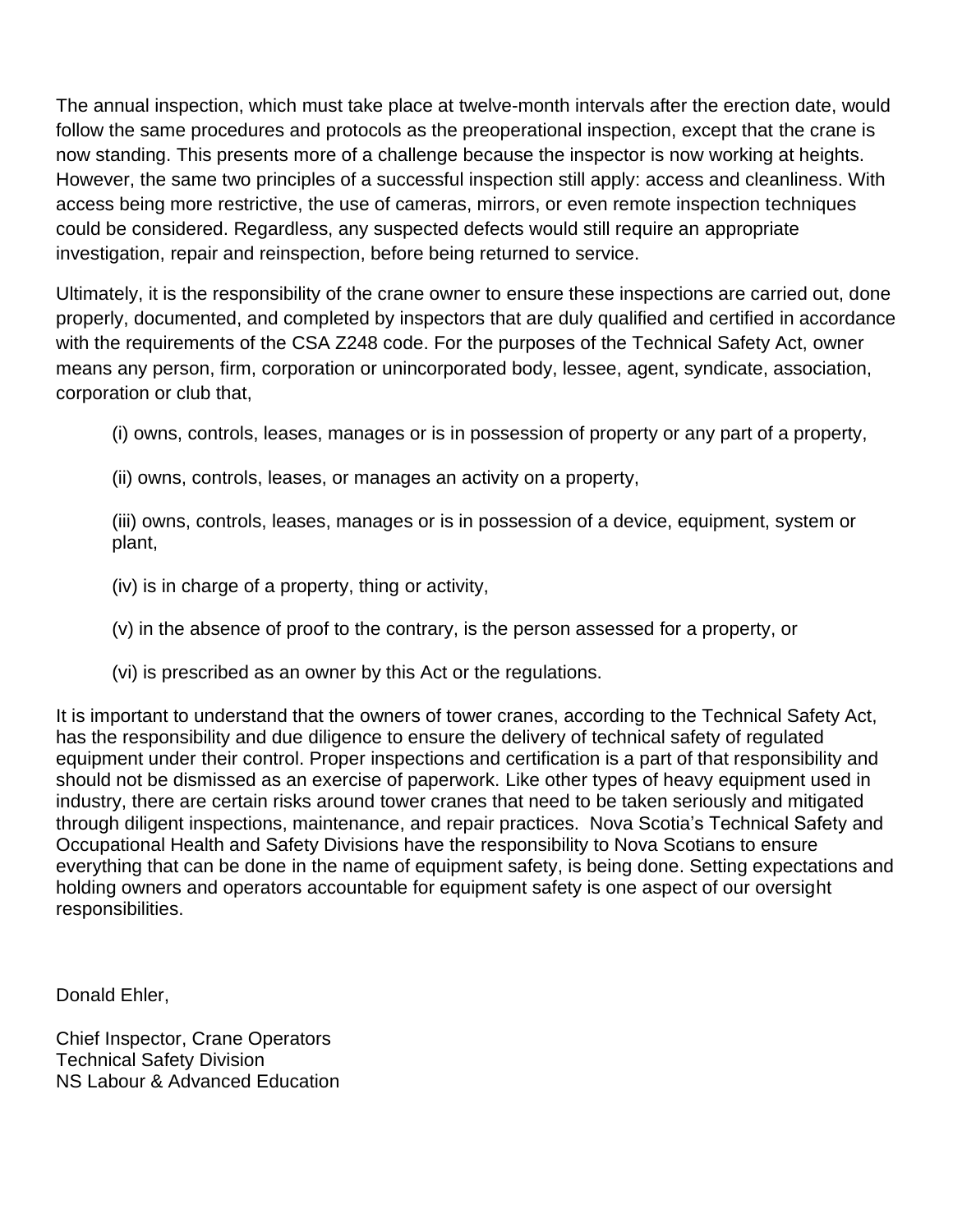The annual inspection, which must take place at twelve-month intervals after the erection date, would follow the same procedures and protocols as the preoperational inspection, except that the crane is now standing. This presents more of a challenge because the inspector is now working at heights. However, the same two principles of a successful inspection still apply: access and cleanliness. With access being more restrictive, the use of cameras, mirrors, or even remote inspection techniques could be considered. Regardless, any suspected defects would still require an appropriate investigation, repair and reinspection, before being returned to service.

Ultimately, it is the responsibility of the crane owner to ensure these inspections are carried out, done properly, documented, and completed by inspectors that are duly qualified and certified in accordance with the requirements of the CSA Z248 code. For the purposes of the Technical Safety Act, owner means any person, firm, corporation or unincorporated body, lessee, agent, syndicate, association, corporation or club that,

(i) owns, controls, leases, manages or is in possession of property or any part of a property,

(ii) owns, controls, leases, or manages an activity on a property,

(iii) owns, controls, leases, manages or is in possession of a device, equipment, system or plant,

(iv) is in charge of a property, thing or activity,

(v) in the absence of proof to the contrary, is the person assessed for a property, or

(vi) is prescribed as an owner by this Act or the regulations.

It is important to understand that the owners of tower cranes, according to the Technical Safety Act, has the responsibility and due diligence to ensure the delivery of technical safety of regulated equipment under their control. Proper inspections and certification is a part of that responsibility and should not be dismissed as an exercise of paperwork. Like other types of heavy equipment used in industry, there are certain risks around tower cranes that need to be taken seriously and mitigated through diligent inspections, maintenance, and repair practices. Nova Scotia's Technical Safety and Occupational Health and Safety Divisions have the responsibility to Nova Scotians to ensure everything that can be done in the name of equipment safety, is being done. Setting expectations and holding owners and operators accountable for equipment safety is one aspect of our oversight responsibilities.

Donald Ehler,

Chief Inspector, Crane Operators
Technical Safety Division
NS Labour & Advanced Education